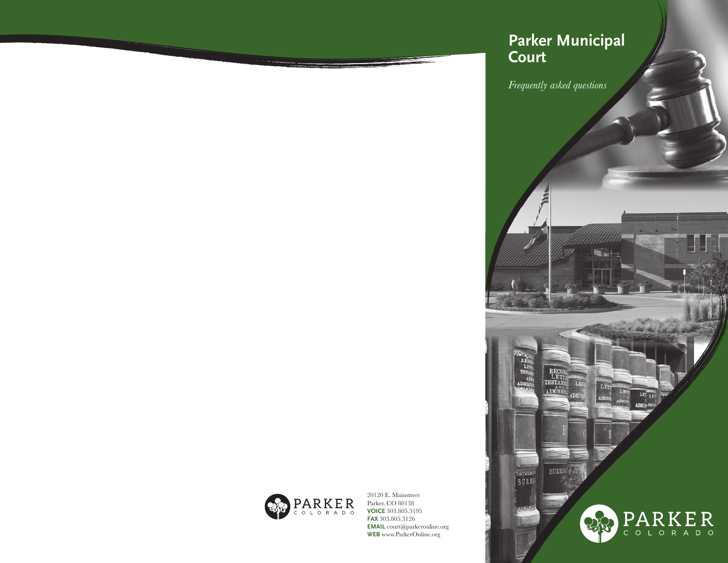# Parker Municipal Court

*Frequently asked questions*

PARKER
COLORADO

20120 E. Mainstreet
Parker, CO 80138
**VOICE** 303.805.3195
**FAX** 303.805.3126
**EMAIL** court@parkeronline.org
**WEB** www.ParkerOnline.org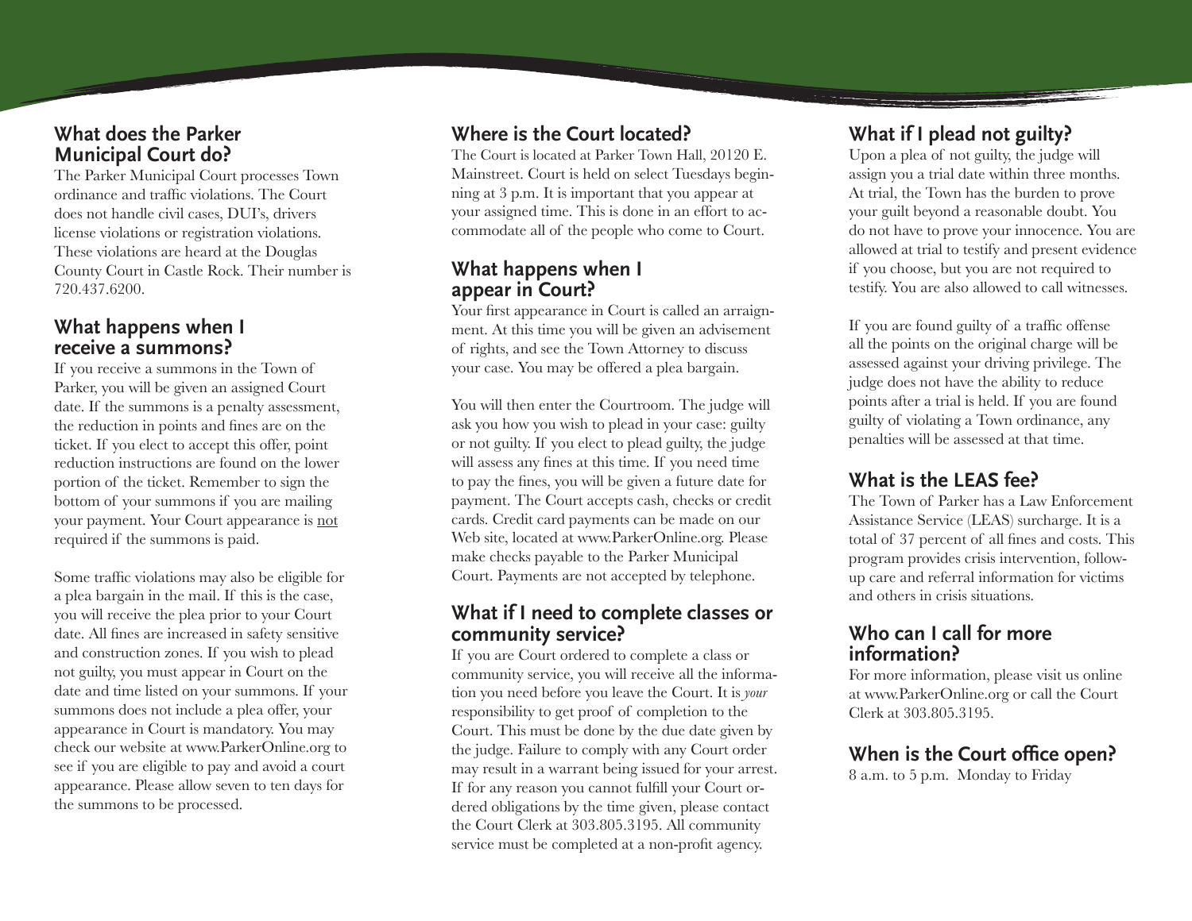## What does the Parker Municipal Court do?

The Parker Municipal Court processes Town ordinance and traffic violations. The Court does not handle civil cases, DUI's, drivers license violations or registration violations. These violations are heard at the Douglas County Court in Castle Rock. Their number is 720.437.6200.

## What happens when I receive a summons?

If you receive a summons in the Town of Parker, you will be given an assigned Court date. If the summons is a penalty assessment, the reduction in points and fines are on the ticket. If you elect to accept this offer, point reduction instructions are found on the lower portion of the ticket. Remember to sign the bottom of your summons if you are mailing your payment. Your Court appearance is <u>not</u> required if the summons is paid.

Some traffic violations may also be eligible for a plea bargain in the mail. If this is the case, you will receive the plea prior to your Court date. All fines are increased in safety sensitive and construction zones. If you wish to plead not guilty, you must appear in Court on the date and time listed on your summons. If your summons does not include a plea offer, your appearance in Court is mandatory. You may check our website at www.ParkerOnline.org to see if you are eligible to pay and avoid a court appearance. Please allow seven to ten days for the summons to be processed.

## Where is the Court located?

The Court is located at Parker Town Hall, 20120 E. Mainstreet. Court is held on select Tuesdays beginning at 3 p.m. It is important that you appear at your assigned time. This is done in an effort to accommodate all of the people who come to Court.

## What happens when I appear in Court?

Your first appearance in Court is called an arraignment. At this time you will be given an advisement of rights, and see the Town Attorney to discuss your case. You may be offered a plea bargain.

You will then enter the Courtroom. The judge will ask you how you wish to plead in your case: guilty or not guilty. If you elect to plead guilty, the judge will assess any fines at this time. If you need time to pay the fines, you will be given a future date for payment. The Court accepts cash, checks or credit cards. Credit card payments can be made on our Web site, located at www.ParkerOnline.org. Please make checks payable to the Parker Municipal Court. Payments are not accepted by telephone.

## What if I need to complete classes or community service?

If you are Court ordered to complete a class or community service, you will receive all the information you need before you leave the Court. It is *your* responsibility to get proof of completion to the Court. This must be done by the due date given by the judge. Failure to comply with any Court order may result in a warrant being issued for your arrest. If for any reason you cannot fulfill your Court ordered obligations by the time given, please contact the Court Clerk at 303.805.3195. All community service must be completed at a non-profit agency.

## What if I plead not guilty?

Upon a plea of not guilty, the judge will assign you a trial date within three months. At trial, the Town has the burden to prove your guilt beyond a reasonable doubt. You do not have to prove your innocence. You are allowed at trial to testify and present evidence if you choose, but you are not required to testify. You are also allowed to call witnesses.

If you are found guilty of a traffic offense all the points on the original charge will be assessed against your driving privilege. The judge does not have the ability to reduce points after a trial is held. If you are found guilty of violating a Town ordinance, any penalties will be assessed at that time.

## What is the LEAS fee?

The Town of Parker has a Law Enforcement Assistance Service (LEAS) surcharge. It is a total of 37 percent of all fines and costs. This program provides crisis intervention, follow-up care and referral information for victims and others in crisis situations.

## Who can I call for more information?

For more information, please visit us online at www.ParkerOnline.org or call the Court Clerk at 303.805.3195.

## When is the Court office open?

8 a.m. to 5 p.m. Monday to Friday